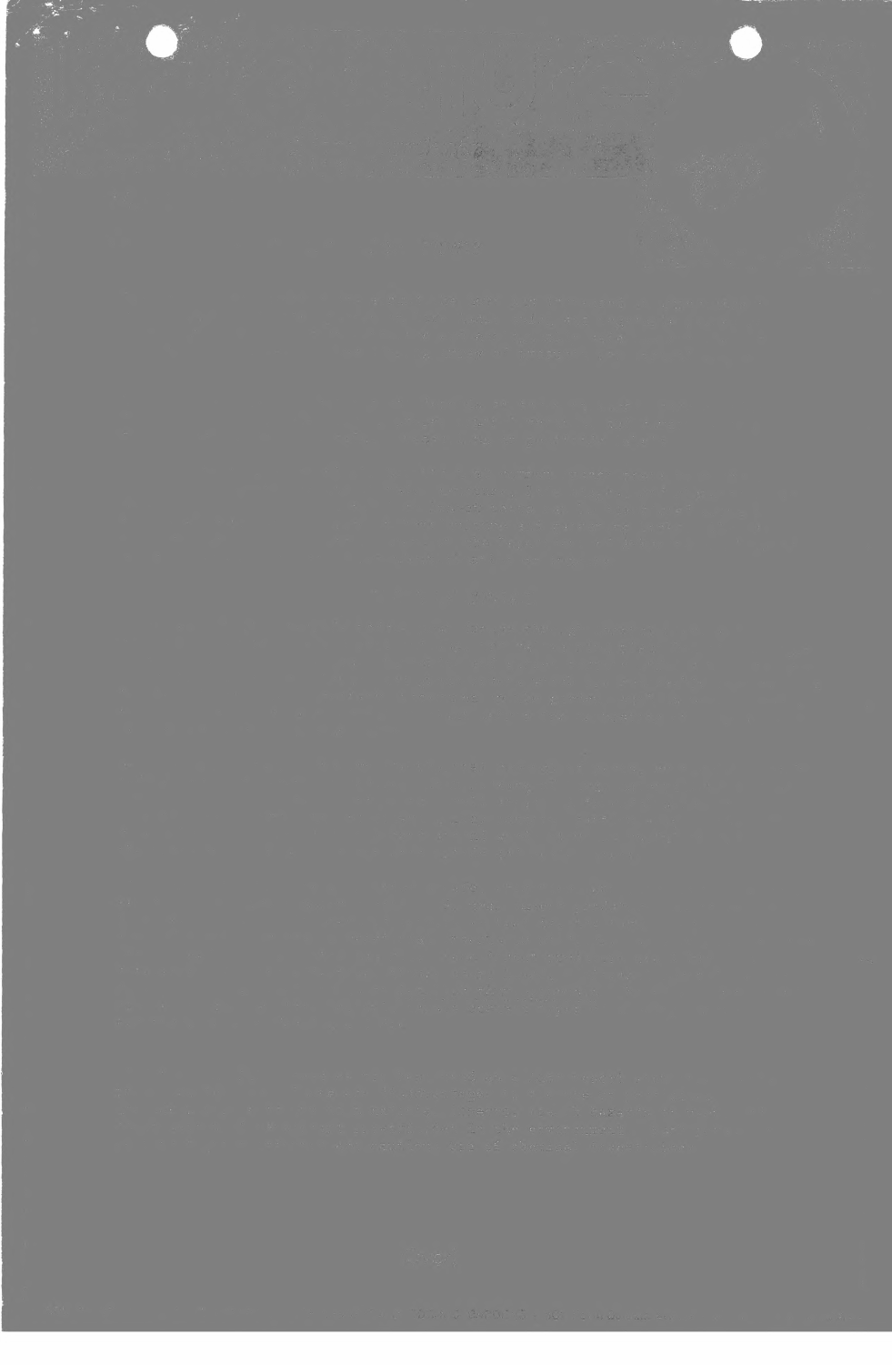

And the first control of the state of the state of the state of the state of the state of the state of the state of the state of the state of the state of the state of the state of the state of the state of the state of th 

 $\mathcal{O}(\mathcal{O}(n^2))$  . The contract of the contract of the contract of the contract of the contract of the contract of the contract of the contract of the contract of the contract of the contract of the contract of the cont a stage that we want to a limit the stage to a stage of a stage the state of the control of the con-a se provincia de la maria de la maria de la maria de la maria de la maria de la maria de la maria de la maria 

and the state of the state of the state of the state of the state of the state of the state of the state of the

the state of the con-

and the American 

 $\label{eq:3.1} \begin{array}{cccccccccc} \mathbf{w}^{\mathsf{T}} & \mathbf{w}^{\mathsf{T}} & \mathbf{w}^{\mathsf{T}} & \mathbf{w}^{\mathsf{T}} & \mathbf{w}^{\mathsf{T}} & \mathbf{w}^{\mathsf{T}} & \mathbf{w}^{\mathsf{T}} & \mathbf{w}^{\mathsf{T}} & \mathbf{w}^{\mathsf{T}} & \mathbf{w}^{\mathsf{T}} & \mathbf{w}^{\mathsf{T}} & \mathbf{w}^{\mathsf{T}} & \mathbf{w}^{\mathsf{T}} & \mathbf{w}^{\mathsf{T}} & \mathbf{w}^{\mathsf{T}} & \mathbf{w}^$ and the second state of the contract with the second state of the state of the second state of the second state of the second state of the second state of the second state of the second state of the second state of the sec 

Art President in the state of the state of the state of the state The manufacture of the state of the state of the state of the state of the state of the state of the state of  $\mathcal{L}_{\mathcal{A}}$  , where  $\mathcal{L}_{\mathcal{A}}$  is a  $\mathcal{L}_{\mathcal{A}}$ with a fact of the same to have the state of the same of the same that the same of the state of the state of the The state of the state is same in the state of the state of the state of the state of the state of the state of I a family the state that we use of the state family states the state



The same that the BU was the first that the same the same in